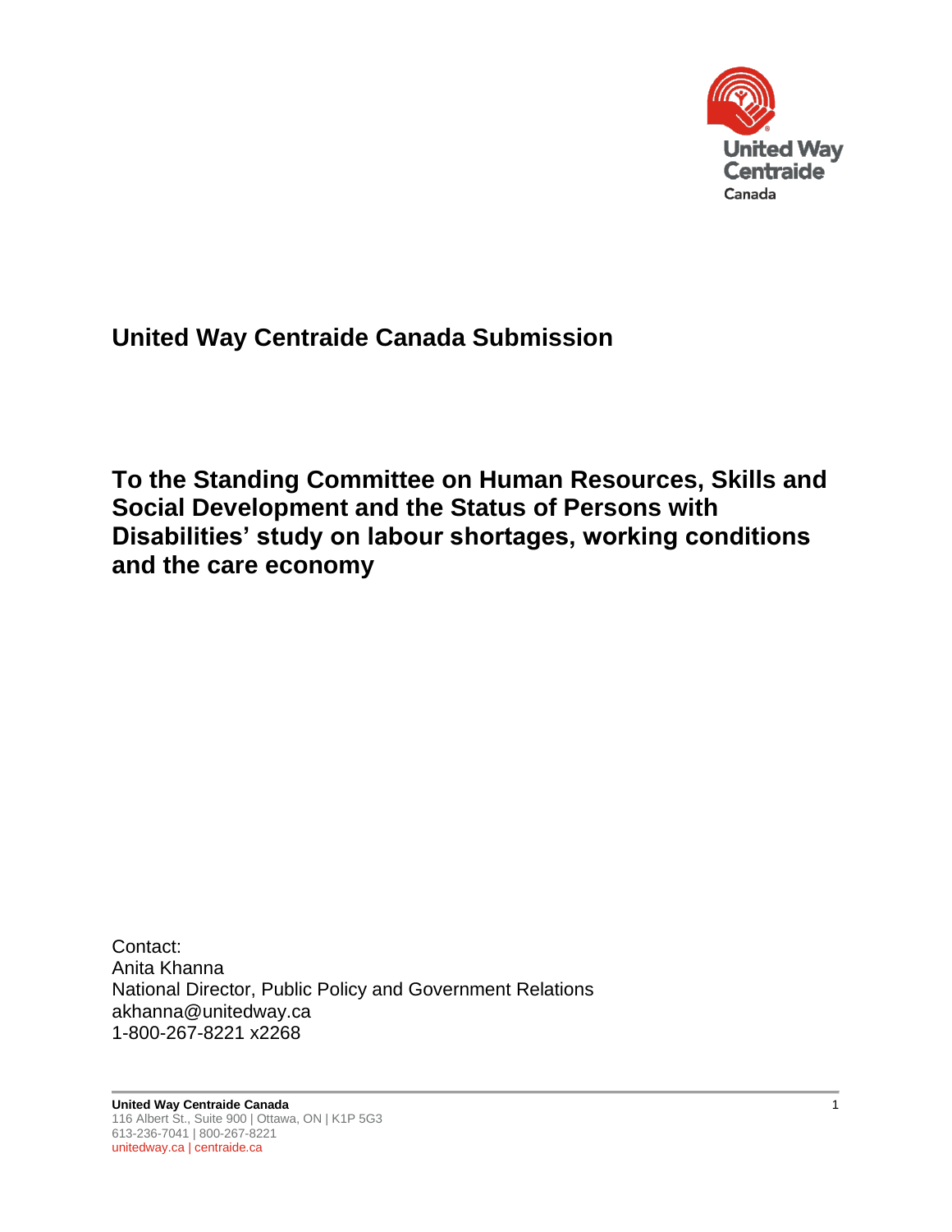# United Way Centraide Canada Submission

## To the Standing Committee on Human Resources, Skills and Social Development and the Status of Persons with Disabilities' study on labour shortages, working conditions and the care economy

Contact:
Anita Khanna
National Director, Public Policy and Government Relations
akhanna@unitedway.ca
1-800-267-8221 x2268

**United Way Centraide Canada**
116 Albert St., Suite 900 | Ottawa, ON | K1P 5G3
613-236-7041 | 800-267-8221
unitedway.ca | centraide.ca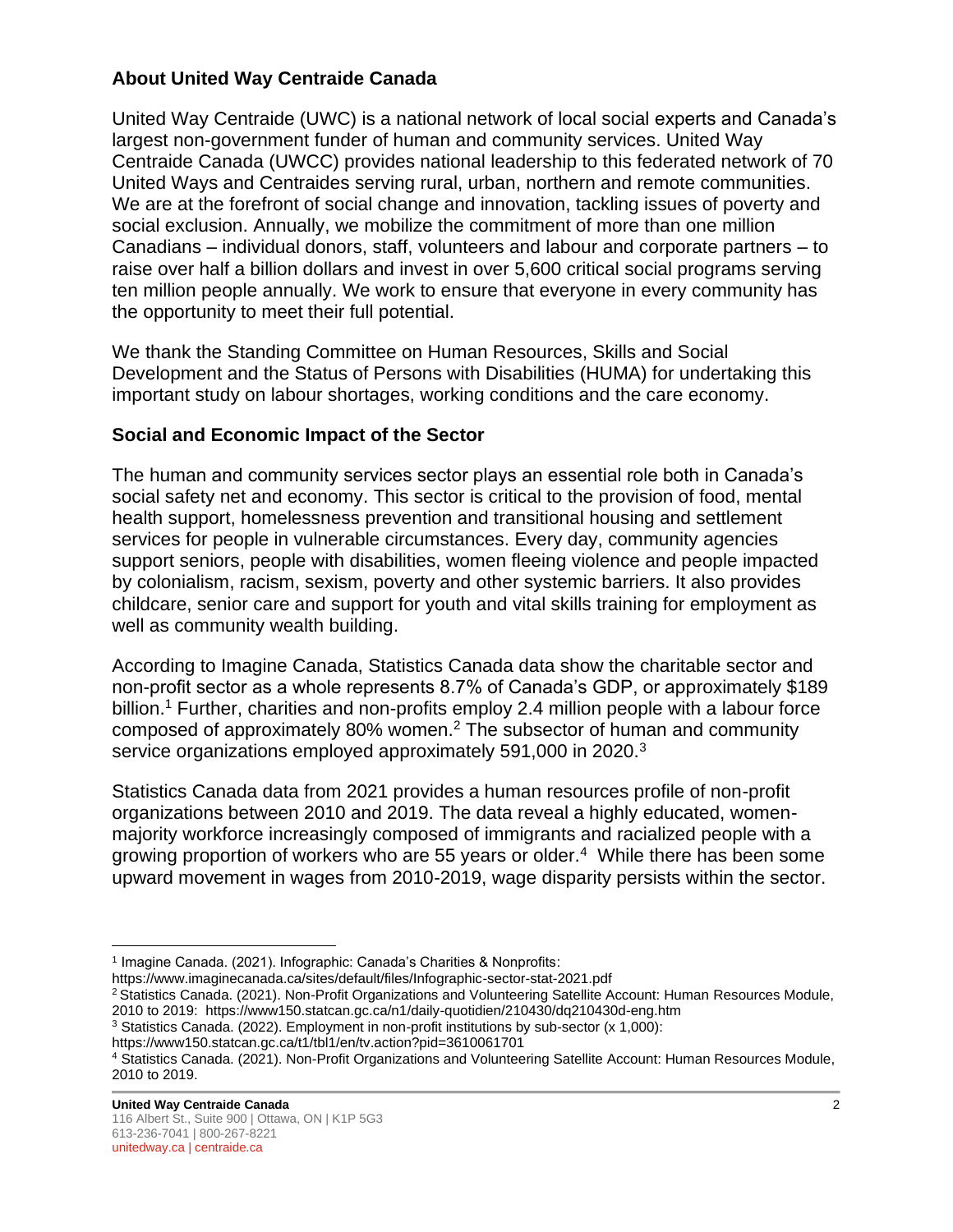## About United Way Centraide Canada

United Way Centraide (UWC) is a national network of local social experts and Canada's largest non-government funder of human and community services. United Way Centraide Canada (UWCC) provides national leadership to this federated network of 70 United Ways and Centraides serving rural, urban, northern and remote communities. We are at the forefront of social change and innovation, tackling issues of poverty and social exclusion. Annually, we mobilize the commitment of more than one million Canadians – individual donors, staff, volunteers and labour and corporate partners – to raise over half a billion dollars and invest in over 5,600 critical social programs serving ten million people annually. We work to ensure that everyone in every community has the opportunity to meet their full potential.

We thank the Standing Committee on Human Resources, Skills and Social Development and the Status of Persons with Disabilities (HUMA) for undertaking this important study on labour shortages, working conditions and the care economy.

## Social and Economic Impact of the Sector

The human and community services sector plays an essential role both in Canada's social safety net and economy. This sector is critical to the provision of food, mental health support, homelessness prevention and transitional housing and settlement services for people in vulnerable circumstances. Every day, community agencies support seniors, people with disabilities, women fleeing violence and people impacted by colonialism, racism, sexism, poverty and other systemic barriers. It also provides childcare, senior care and support for youth and vital skills training for employment as well as community wealth building.

According to Imagine Canada, Statistics Canada data show the charitable sector and non-profit sector as a whole represents 8.7% of Canada's GDP, or approximately $189 billion.[1] Further, charities and non-profits employ 2.4 million people with a labour force composed of approximately 80% women.[2] The subsector of human and community service organizations employed approximately 591,000 in 2020.[3]

Statistics Canada data from 2021 provides a human resources profile of non-profit organizations between 2010 and 2019. The data reveal a highly educated, women-majority workforce increasingly composed of immigrants and racialized people with a growing proportion of workers who are 55 years or older.[4] While there has been some upward movement in wages from 2010-2019, wage disparity persists within the sector.

---

[1] Imagine Canada. (2021). Infographic: Canada's Charities & Nonprofits: https://www.imaginecanada.ca/sites/default/files/Infographic-sector-stat-2021.pdf

[2] Statistics Canada. (2021). Non-Profit Organizations and Volunteering Satellite Account: Human Resources Module, 2010 to 2019: https://www150.statcan.gc.ca/n1/daily-quotidien/210430/dq210430d-eng.htm

[3] Statistics Canada. (2022). Employment in non-profit institutions by sub-sector (x 1,000): https://www150.statcan.gc.ca/t1/tbl1/en/tv.action?pid=3610061701

[4] Statistics Canada. (2021). Non-Profit Organizations and Volunteering Satellite Account: Human Resources Module, 2010 to 2019.

**United Way Centraide Canada**
116 Albert St., Suite 900 | Ottawa, ON | K1P 5G3
613-236-7041 | 800-267-8221
unitedway.ca | centraide.ca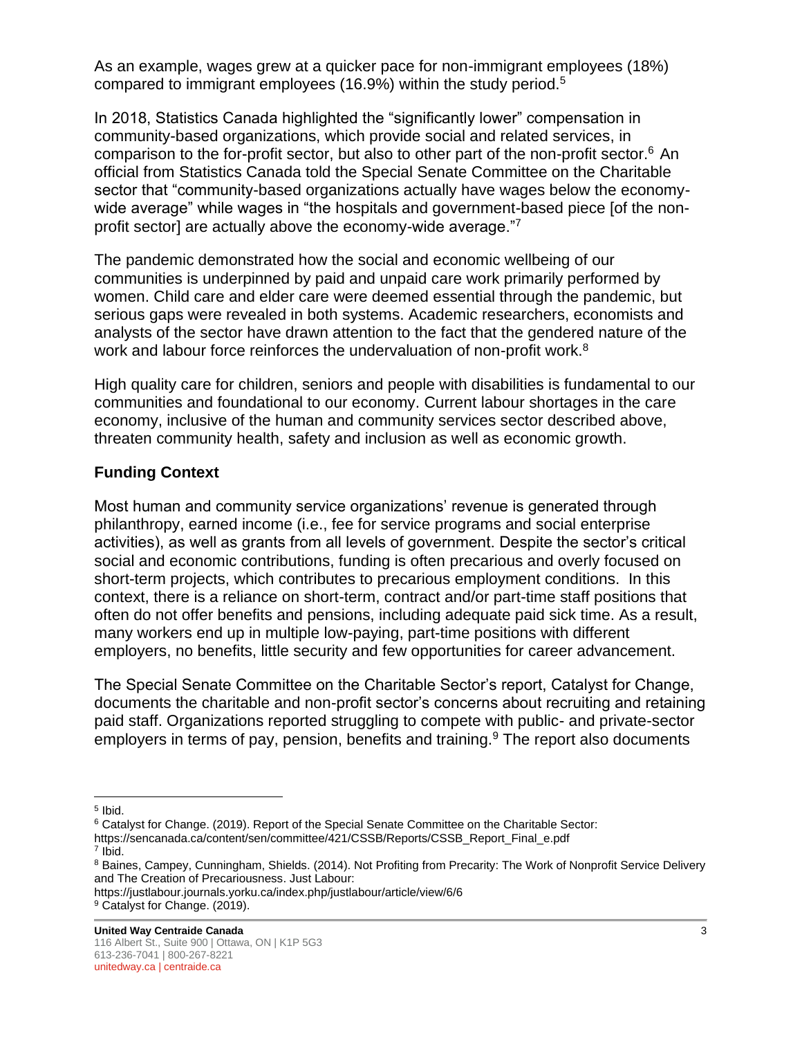As an example, wages grew at a quicker pace for non-immigrant employees (18%) compared to immigrant employees (16.9%) within the study period.[5]

In 2018, Statistics Canada highlighted the "significantly lower" compensation in community-based organizations, which provide social and related services, in comparison to the for-profit sector, but also to other part of the non-profit sector.[6] An official from Statistics Canada told the Special Senate Committee on the Charitable sector that "community-based organizations actually have wages below the economy-wide average" while wages in "the hospitals and government-based piece [of the non-profit sector] are actually above the economy-wide average."[7]

The pandemic demonstrated how the social and economic wellbeing of our communities is underpinned by paid and unpaid care work primarily performed by women. Child care and elder care were deemed essential through the pandemic, but serious gaps were revealed in both systems. Academic researchers, economists and analysts of the sector have drawn attention to the fact that the gendered nature of the work and labour force reinforces the undervaluation of non-profit work.[8]

High quality care for children, seniors and people with disabilities is fundamental to our communities and foundational to our economy. Current labour shortages in the care economy, inclusive of the human and community services sector described above, threaten community health, safety and inclusion as well as economic growth.

## Funding Context

Most human and community service organizations' revenue is generated through philanthropy, earned income (i.e., fee for service programs and social enterprise activities), as well as grants from all levels of government. Despite the sector's critical social and economic contributions, funding is often precarious and overly focused on short-term projects, which contributes to precarious employment conditions. In this context, there is a reliance on short-term, contract and/or part-time staff positions that often do not offer benefits and pensions, including adequate paid sick time. As a result, many workers end up in multiple low-paying, part-time positions with different employers, no benefits, little security and few opportunities for career advancement.

The Special Senate Committee on the Charitable Sector's report, Catalyst for Change, documents the charitable and non-profit sector's concerns about recruiting and retaining paid staff. Organizations reported struggling to compete with public- and private-sector employers in terms of pay, pension, benefits and training.[9] The report also documents

---

[5] Ibid.

[6] Catalyst for Change. (2019). Report of the Special Senate Committee on the Charitable Sector: https://sencanada.ca/content/sen/committee/421/CSSB/Reports/CSSB_Report_Final_e.pdf

[7] Ibid.

[8] Baines, Campey, Cunningham, Shields. (2014). Not Profiting from Precarity: The Work of Nonprofit Service Delivery and The Creation of Precariousness. Just Labour: https://justlabour.journals.yorku.ca/index.php/justlabour/article/view/6/6

[9] Catalyst for Change. (2019).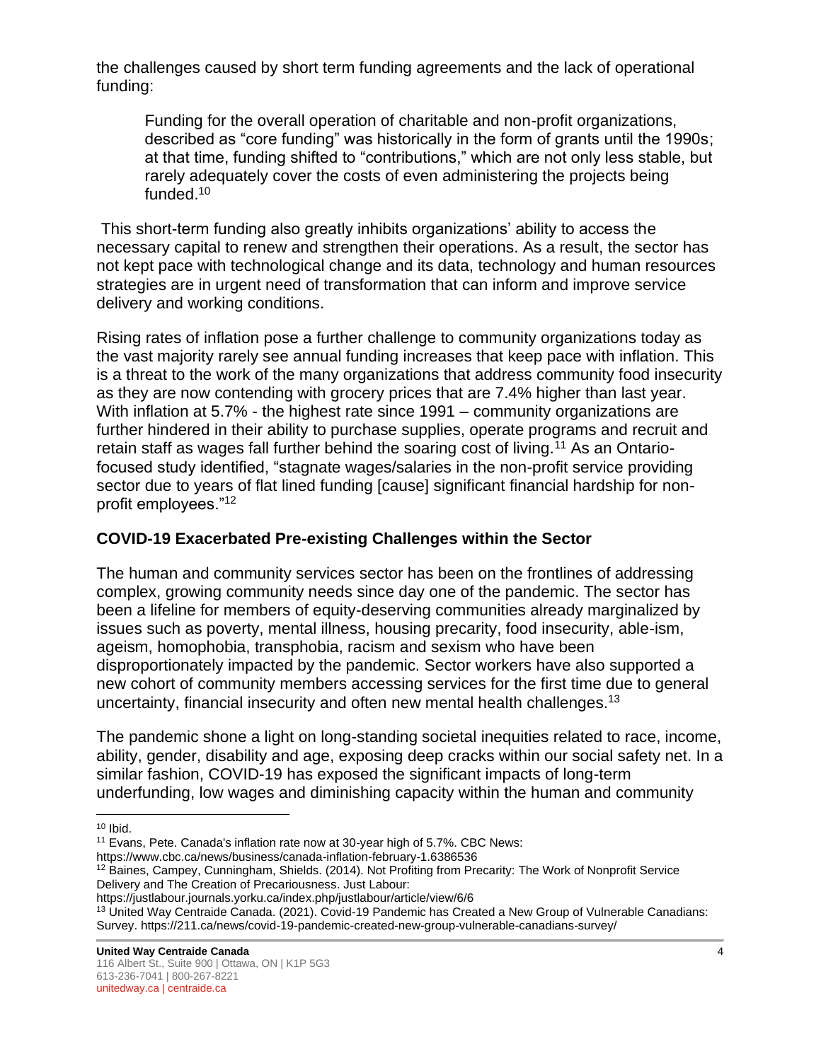the challenges caused by short term funding agreements and the lack of operational funding:

> Funding for the overall operation of charitable and non-profit organizations, described as "core funding" was historically in the form of grants until the 1990s; at that time, funding shifted to "contributions," which are not only less stable, but rarely adequately cover the costs of even administering the projects being funded.[10]

This short-term funding also greatly inhibits organizations' ability to access the necessary capital to renew and strengthen their operations. As a result, the sector has not kept pace with technological change and its data, technology and human resources strategies are in urgent need of transformation that can inform and improve service delivery and working conditions.

Rising rates of inflation pose a further challenge to community organizations today as the vast majority rarely see annual funding increases that keep pace with inflation. This is a threat to the work of the many organizations that address community food insecurity as they are now contending with grocery prices that are 7.4% higher than last year. With inflation at 5.7% - the highest rate since 1991 – community organizations are further hindered in their ability to purchase supplies, operate programs and recruit and retain staff as wages fall further behind the soaring cost of living.[11] As an Ontario-focused study identified, "stagnate wages/salaries in the non-profit service providing sector due to years of flat lined funding [cause] significant financial hardship for non-profit employees."[12]

## COVID-19 Exacerbated Pre-existing Challenges within the Sector

The human and community services sector has been on the frontlines of addressing complex, growing community needs since day one of the pandemic. The sector has been a lifeline for members of equity-deserving communities already marginalized by issues such as poverty, mental illness, housing precarity, food insecurity, able-ism, ageism, homophobia, transphobia, racism and sexism who have been disproportionately impacted by the pandemic. Sector workers have also supported a new cohort of community members accessing services for the first time due to general uncertainty, financial insecurity and often new mental health challenges.[13]

The pandemic shone a light on long-standing societal inequities related to race, income, ability, gender, disability and age, exposing deep cracks within our social safety net. In a similar fashion, COVID-19 has exposed the significant impacts of long-term underfunding, low wages and diminishing capacity within the human and community

---

[10] Ibid.

[11] Evans, Pete. Canada's inflation rate now at 30-year high of 5.7%. CBC News: https://www.cbc.ca/news/business/canada-inflation-february-1.6386536

[12] Baines, Campey, Cunningham, Shields. (2014). Not Profiting from Precarity: The Work of Nonprofit Service Delivery and The Creation of Precariousness. Just Labour: https://justlabour.journals.yorku.ca/index.php/justlabour/article/view/6/6

[13] United Way Centraide Canada. (2021). Covid-19 Pandemic has Created a New Group of Vulnerable Canadians: Survey. https://211.ca/news/covid-19-pandemic-created-new-group-vulnerable-canadians-survey/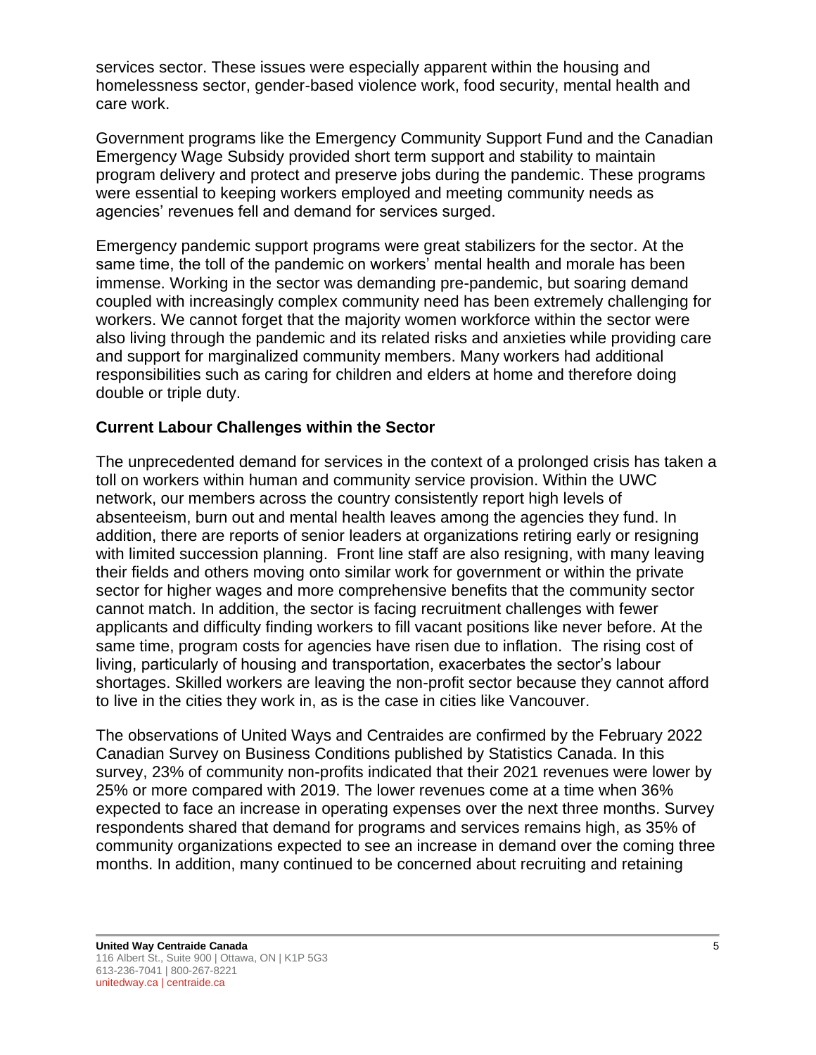services sector. These issues were especially apparent within the housing and homelessness sector, gender-based violence work, food security, mental health and care work.

Government programs like the Emergency Community Support Fund and the Canadian Emergency Wage Subsidy provided short term support and stability to maintain program delivery and protect and preserve jobs during the pandemic. These programs were essential to keeping workers employed and meeting community needs as agencies' revenues fell and demand for services surged.

Emergency pandemic support programs were great stabilizers for the sector. At the same time, the toll of the pandemic on workers' mental health and morale has been immense. Working in the sector was demanding pre-pandemic, but soaring demand coupled with increasingly complex community need has been extremely challenging for workers. We cannot forget that the majority women workforce within the sector were also living through the pandemic and its related risks and anxieties while providing care and support for marginalized community members. Many workers had additional responsibilities such as caring for children and elders at home and therefore doing double or triple duty.

## Current Labour Challenges within the Sector

The unprecedented demand for services in the context of a prolonged crisis has taken a toll on workers within human and community service provision. Within the UWC network, our members across the country consistently report high levels of absenteeism, burn out and mental health leaves among the agencies they fund. In addition, there are reports of senior leaders at organizations retiring early or resigning with limited succession planning. Front line staff are also resigning, with many leaving their fields and others moving onto similar work for government or within the private sector for higher wages and more comprehensive benefits that the community sector cannot match. In addition, the sector is facing recruitment challenges with fewer applicants and difficulty finding workers to fill vacant positions like never before. At the same time, program costs for agencies have risen due to inflation. The rising cost of living, particularly of housing and transportation, exacerbates the sector's labour shortages. Skilled workers are leaving the non-profit sector because they cannot afford to live in the cities they work in, as is the case in cities like Vancouver.

The observations of United Ways and Centraides are confirmed by the February 2022 Canadian Survey on Business Conditions published by Statistics Canada. In this survey, 23% of community non-profits indicated that their 2021 revenues were lower by 25% or more compared with 2019. The lower revenues come at a time when 36% expected to face an increase in operating expenses over the next three months. Survey respondents shared that demand for programs and services remains high, as 35% of community organizations expected to see an increase in demand over the coming three months. In addition, many continued to be concerned about recruiting and retaining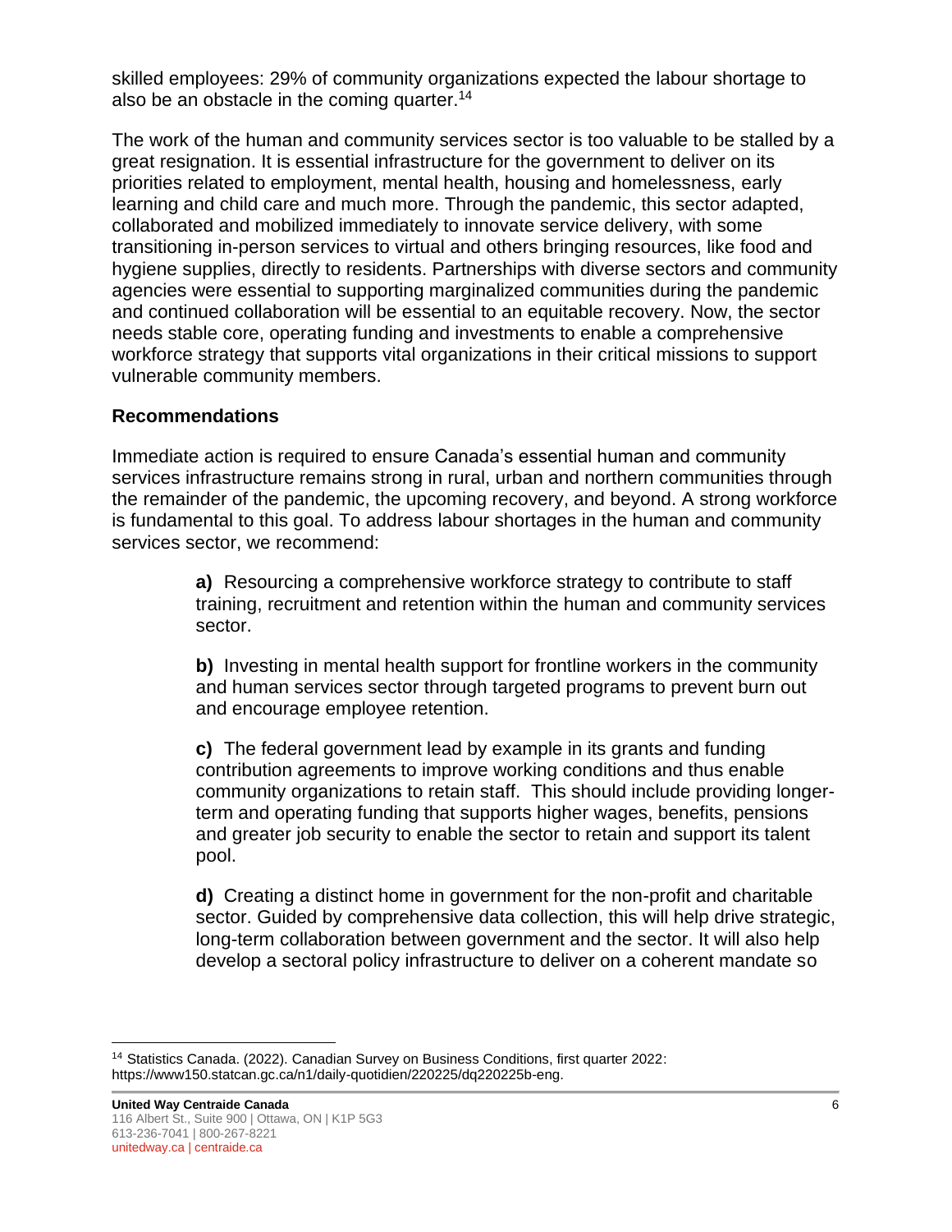skilled employees: 29% of community organizations expected the labour shortage to also be an obstacle in the coming quarter.[14]

The work of the human and community services sector is too valuable to be stalled by a great resignation. It is essential infrastructure for the government to deliver on its priorities related to employment, mental health, housing and homelessness, early learning and child care and much more. Through the pandemic, this sector adapted, collaborated and mobilized immediately to innovate service delivery, with some transitioning in-person services to virtual and others bringing resources, like food and hygiene supplies, directly to residents. Partnerships with diverse sectors and community agencies were essential to supporting marginalized communities during the pandemic and continued collaboration will be essential to an equitable recovery. Now, the sector needs stable core, operating funding and investments to enable a comprehensive workforce strategy that supports vital organizations in their critical missions to support vulnerable community members.

### Recommendations

Immediate action is required to ensure Canada's essential human and community services infrastructure remains strong in rural, urban and northern communities through the remainder of the pandemic, the upcoming recovery, and beyond. A strong workforce is fundamental to this goal. To address labour shortages in the human and community services sector, we recommend:

> **a)** Resourcing a comprehensive workforce strategy to contribute to staff training, recruitment and retention within the human and community services sector.
>
> **b)** Investing in mental health support for frontline workers in the community and human services sector through targeted programs to prevent burn out and encourage employee retention.
>
> **c)** The federal government lead by example in its grants and funding contribution agreements to improve working conditions and thus enable community organizations to retain staff. This should include providing longer-term and operating funding that supports higher wages, benefits, pensions and greater job security to enable the sector to retain and support its talent pool.
>
> **d)** Creating a distinct home in government for the non-profit and charitable sector. Guided by comprehensive data collection, this will help drive strategic, long-term collaboration between government and the sector. It will also help develop a sectoral policy infrastructure to deliver on a coherent mandate so

---

[14] Statistics Canada. (2022). Canadian Survey on Business Conditions, first quarter 2022: https://www150.statcan.gc.ca/n1/daily-quotidien/220225/dq220225b-eng.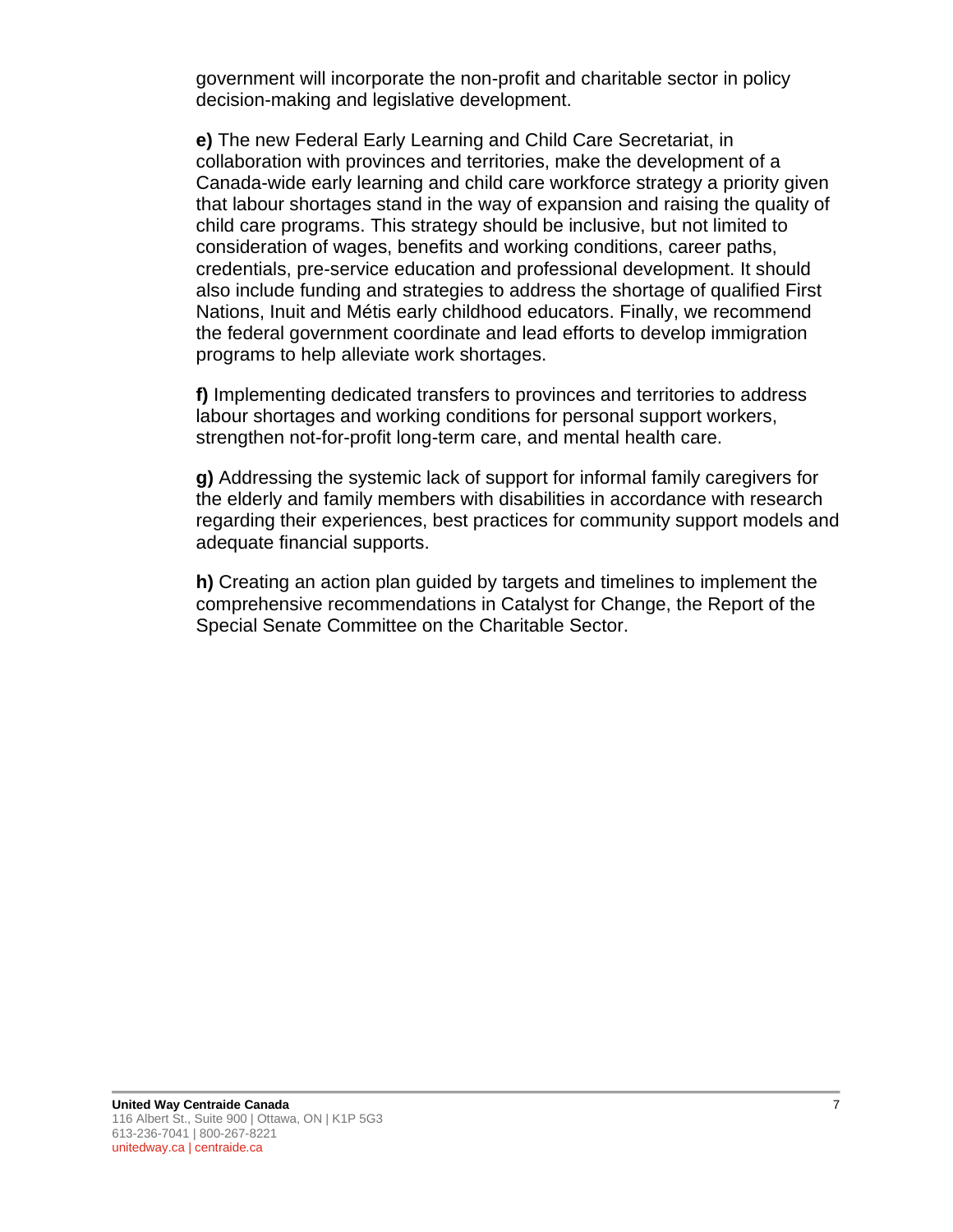government will incorporate the non-profit and charitable sector in policy decision-making and legislative development.

**e)** The new Federal Early Learning and Child Care Secretariat, in collaboration with provinces and territories, make the development of a Canada-wide early learning and child care workforce strategy a priority given that labour shortages stand in the way of expansion and raising the quality of child care programs. This strategy should be inclusive, but not limited to consideration of wages, benefits and working conditions, career paths, credentials, pre-service education and professional development. It should also include funding and strategies to address the shortage of qualified First Nations, Inuit and Métis early childhood educators. Finally, we recommend the federal government coordinate and lead efforts to develop immigration programs to help alleviate work shortages.

**f)** Implementing dedicated transfers to provinces and territories to address labour shortages and working conditions for personal support workers, strengthen not-for-profit long-term care, and mental health care.

**g)** Addressing the systemic lack of support for informal family caregivers for the elderly and family members with disabilities in accordance with research regarding their experiences, best practices for community support models and adequate financial supports.

**h)** Creating an action plan guided by targets and timelines to implement the comprehensive recommendations in Catalyst for Change, the Report of the Special Senate Committee on the Charitable Sector.